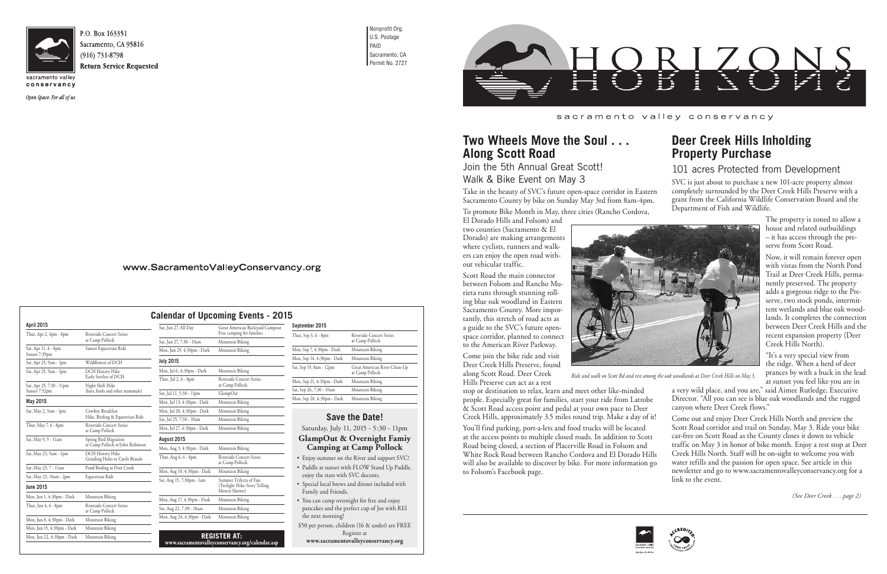P.O. Box 163351
Sacramento, CA 95816
(916) 731-8798
**Return Service Requested**

sacramento valley conservancy

*Open Space. For all of us.*

Nonprofit Org.
U.S. Postage
PAID
Sacramento, CA
Permit No. 2727

www.SacramentoValleyConservancy.org

## Calendar of Upcoming Events - 2015

| April 2015 | |
|---|---|
| Thur, Apr 2, 6pm - 8pm | Riverside Concert Series at Camp Pollock |
| Sat, Apr 11, 4 - 8pm Sunset 7:39pm | Sunset Equestrian Ride |
| Sat, Apr 25, 9am - 1pm | Wildflowers of DCH |
| Sat, Apr 25, 9am - 1pm | DCH History Hike Early Settlers of DCH |
| Sat, Apr 25, 7:30 - 11pm Sunset 7:52pm | Night Shift Hike (bats, birds and other mammals) |
| **May 2015** | |
| Sat, May 2, 9am - 1pm | Cowboy Breakfast Hike, Birding & Equestrian Ride |
| Thur, May 7, 6 - 8pm | Riverside Concert Series at Camp Pollock |
| Sat, May 9, 9 - 11am | Spring Bird Migration at Camp Pollock w/John Robinson |
| Sat, May 23, 9am - 1pm | DCH History Hike Grinding Holes to Cattle Brands |
| Sat, May 23, 7 - 11am | Pond Birding at Deer Creek |
| Sat, May 23, 10am - 2pm | Equestrian Ride |
| **June 2015** | |
| Mon, Jun 1, 4:30pm - Dark | Mountain Biking |
| Thur, Jun 4, 6 - 8pm | Riverside Concert Series at Camp Pollock |
| Mon, Jun 8, 4:30pm - Dark | Mountain Biking |
| Mon, Jun 15, 4:30pm - Dark | Mountain Biking |
| Mon, Jun 22, 4:30pm - Dark | Mountain Biking |
| Sat, Jun 27, All Day | Great American Backyard Campout Free camping for families |
| Sat, Jun 27, 7:30 - 10am | Mountain Biking |
| Mon, Jun 29, 4:30pm - Dark | Mountain Biking |
| **July 2015** | |
| Mon, Jul 6, 4:30pm - Dark | Mountain Biking |
| Thur, Jul 2, 6 - 8pm | Riverside Concert Series at Camp Pollock |
| Sat, Jul 11, 5:30 - 11pm | GlampOut |
| Mon, Jul 13, 4:30pm - Dark | Mountain Biking |
| Mon, Jul 20, 4:30pm - Dark | Mountain Biking |
| Sat, Jul 25, 7:30 - 10am | Mountain Biking |
| Mon, Jul 27, 4:30pm - Dark | Mountain Biking |
| **August 2015** | |
| Mon, Aug 3, 4:30pm - Dark | Mountain Biking |
| Thur, Aug 6, 6 - 8pm | Riverside Concert Series at Camp Pollock |
| Mon, Aug 10, 4:30pm - Dark | Mountain Biking |
| Sat, Aug 15, 7:30pm - 1am | Summer Trifecta of Fun (Twilight Hike-Story Telling Meteor Shower) |
| Mon, Aug 17, 4:30pm - Dark | Mountain Biking |
| Sat, Aug 22, 7:30 - 10am | Mountain Biking |
| Mon, Aug 24, 4:30pm - Dark | Mountain Biking |
| **September 2015** | |
| Thur, Sep 3, 6 - 8pm | Riverside Concert Series at Camp Pollock |
| Mon, Sep 7, 4:30pm - Dark | Mountain Biking |
| Mon, Sep 14, 4:30pm - Dark | Mountain Biking |
| Sat, Sep 19, 8am - 12pm | Great American River Clean-Up at Camp Pollock |
| Mon, Sep 21, 4:30pm - Dark | Mountain Biking |
| Sat, Sep 26, 7:30 - 10am | Mountain Biking |
| Mon, Sep 28, 4:30pm - Dark | Mountain Biking |

**REGISTER AT:**
**www.sacramentovalleyconservancy.org/calendar.asp**

### Save the Date!

Saturday, July 11, 2015 - 5:30 - 11pm

**GlampOut & Overnight Famiy Camping at Camp Pollock**

- Enjoy summer on the River and support SVC!
- Paddle at sunset with FLOW Stand Up Paddle, enjoy the stars with SVC docents.
- Special local brews and dinner included with Family and Friends.
- You can camp overnight for free and enjoy pancakes and the perfect cup of Joe with REI the next morning!

$50 per person, children (16 & under) are FREE
Register at
**www.sacramentovalleyconservancy.org**

# HORIZONS

sacramento valley conservancy

## Two Wheels Move the Soul . . . Along Scott Road

### Join the 5th Annual Great Scott! Walk & Bike Event on May 3

Take in the beauty of SVC's future open-space corridor in Eastern Sacramento County by bike on Sunday May 3rd from 8am-4pm.

To promote Bike Month in May, three cities (Rancho Cordova, El Dorado Hills and Folsom) and two counties (Sacramento & El Dorado) are making arrangements where cyclists, runners and walkers can enjoy the open road without vehicular traffic.

Scott Road the main connector between Folsom and Rancho Murieta runs through stunning rolling blue oak woodland in Eastern Sacramento County. More importantly, this stretch of road acts as a guide to the SVC's future open-space corridor, planned to connect to the American River Parkway.

Come join the bike ride and visit Deer Creek Hills Preserve, found along Scott Road. Deer Creek Hills Preserve can act as a rest stop or destination to relax, learn and meet other like-minded people. Especially great for families, start your ride from Latrobe & Scott Road access point and pedal at your own pace to Deer Creek Hills, approximately 3.5 miles round trip. Make a day of it!

You'll find parking, port-a-lets and food trucks will be located at the access points to multiple closed roads. In addition to Scott Road being closed, a section of Placerville Road in Folsom and White Rock Road between Rancho Cordova and El Dorado Hills will also be available to discover by bike. For more information go to Folsom's Facebook page.

*Ride and walk on Scott Rd and rest among the oak woodlands at Deer Creek Hills on May 3.*

## Deer Creek Hills Inholding Property Purchase

### 101 acres Protected from Development

SVC is just about to purchase a new 101-acre property almost completely surrounded by the Deer Creek Hills Preserve with a grant from the California Wildlife Conservation Board and the Department of Fish and Wildlife.

The property is zoned to allow a house and related outbuildings – it has access through the preserve from Scott Road.

Now, it will remain forever open with vistas from the North Pond Trail at Deer Creek Hills, permanently preserved. The property adds a gorgeous ridge to the Preserve, two stock ponds, intermittent wetlands and blue oak woodlands. It completes the connection between Deer Creek Hills and the recent expansion property (Deer Creek Hills North).

"It's a very special view from the ridge. When a herd of deer prances by with a buck in the lead at sunset you feel like you are in a very wild place, and you are," said Aimee Rutledge, Executive Director. "All you can see is blue oak woodlands and the rugged canyon where Deer Creek flows."

Come out and enjoy Deer Creek Hills North and preview the Scott Road corridor and trail on Sunday, May 3. Ride your bike car-free on Scott Road as the County closes it down to vehicle traffic on May 3 in honor of bike month. Enjoy a rest stop at Deer Creek Hills North. Staff will be on-sight to welcome you with water refills and the passion for open space. See article in this newsletter and go to www.sacramentovalleyconservancy.org for a link to the event.

*(See Deer Creek . . . page 2)*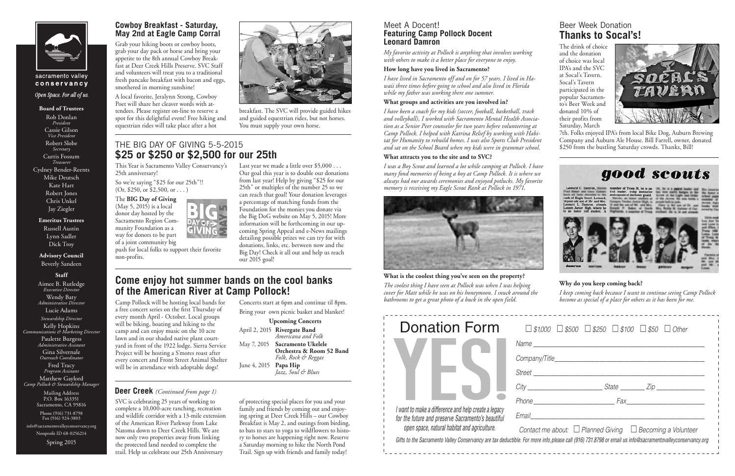sacramento valley
conservancy

*Open Space. For all of us.*

**Board of Trustees**

Rob Donlan
*President*
Cassie Gilson
*Vice President*
Robert Slobe
*Secretary*
Curtis Fossum
*Treasurer*
Cydney Bender-Reents
Mike Deutsch
Kate Hart
Robert Jones
Chris Unkel
Jay Ziegler

**Emeritus Trustees**

Russell Austin
Lynn Sadler
Dick Troy

**Advisory Council**

Beverly Sandeen

**Staff**

Aimee B. Rutledge
*Executive Director*
Wendy Baty
*Administrative Director*
Lucie Adams
*Stewardship Director*
Kelly Hopkins
*Communications & Marketing Director*
Paulette Burgess
*Administrative Assistant*
Gina Silvernale
*Outreach Coordinator*
Fred Tracy
*Program Assistant*
Matthew Gaylord
*Camp Pollock & Stewardship Manager*

Mailing Address
P.O. Box 163351
Sacramento, CA 95816

Phone (916) 731-8798
Fax (916) 924-3803

info@sacramentovalleyconservancy.org
Nonprofit ID 68-0256214

Spring 2015

## Cowboy Breakfast - Saturday, May 2nd at Eagle Camp Corral

Grab your hiking boots or cowboy boots, grab your day pack or horse and bring your appetite to the 8th annual Cowboy Breakfast at Deer Creek Hills Preserve. SVC Staff and volunteers will treat you to a traditional fresh pancake breakfast with bacon and eggs, smothered in morning sunshine!

A local favorite, Jeralynn Strong, Cowboy Poet will share her cleaver words with attendees. Please register on-line to reserve a spot for this delightful event! Free hiking and equestrian rides will take place after a hot breakfast. The SVC will provide guided hikes and guided equestrian rides, but not horses. You must supply your own horse.

## THE BIG DAY OF GIVING 5-5-2015
## $25 or $250 or $2,500 for our 25th

This Year is Sacramento Valley Conservancy's 25th anniversary!

So we're saying "$25 for our 25th"!! (Or, $250, or $2,500, or . . . )

The **BIG Day of Giving** (May 5, 2015) is a local donor day hosted by the Sacramento Region Community Foundation as a way for donors to be part of a joint community big push for local folks to support their favorite non-profits.

Last year we made a little over $5,000 . . . Our goal this year is to double our donations from last year! Help by giving "$25 for our 25th" or multiples of the number 25 so we can reach that goal! Your donation leverages a percentage of matching funds from the Foundation for the monies you donate via the Big DoG website on May 5, 2015! More information will be forthcoming in our upcoming Spring Appeal and e-News mailings detailing possible prizes we can try for with donations, links, etc. between now and the Big Day! Check it all out and help us reach our 2015 goal!

## Come enjoy hot summer bands on the cool banks of the American River at Camp Pollock!

Camp Pollock will be hosting local bands for a free concert series on the first Thursday of every month April - October. Local groups will be biking, boating and hiking to the camp and can enjoy music on the 10 acre lawn and in our shaded native plant courtyard in front of the 1922 lodge. Sierra Service Project will be hosting a S'mores roast after every concert and Front Street Animal Shelter will be in attendance with adoptable dogs!

Concerts start at 6pm and continue til 8pm.

Bring your own picnic basket and blanket!

**Upcoming Concerts**

April 2, 2015 **Rivergate Band**
*Americana and Folk*

May 7, 2015 **Sacramento Ukelele Orchestra & Room 52 Band**
*Folk, Rock & Reggae*

June 4, 2015 **Papa Hip**
*Jazz, Soul & Blues*

## Deer Creek *(Continued from page 1)*

SVC is celebrating 25 years of working to complete a 10,000-acre ranching, recreation and wildlife corridor with a 13-mile extension of the American River Parkway from Lake Natoma down to Deer Creek Hills. We are now only two properties away from linking the protected land needed to complete the trail. Help us celebrate our 25th Anniversary of protecting special places for you and your family and friends by coming out and enjoying spring at Deer Creek Hills – our Cowboy Breakfast is May 2, and outings from birding, to bats to stars to yoga to wildflowers to history to horses are happening right now. Reserve a Saturday morning to hike the North Pond Trail. Sign up with friends and family today!

## Meet A Docent!
## Featuring Camp Pollock Docent Leonard Damron

*My favorite activity at Pollock is anything that involves working with others to make it a better place for everyone to enjoy.*

**How long have you lived in Sacramento?**

*I have lived in Sacramento off and on for 57 years. I lived in Hawaii three times before going to school and also lived in Florida while my father was working there one summer.*

**What groups and activities are you involved in?**

*I have been a coach for my kids (soccer, football, basketball, track and volleyball), I worked with Sacramento Mental Health Association as a Senior Peer counselor for two years before volunteering at Camp Pollock. I helped with Katrina Relief by working with Habitat for Humanity to rebuild homes. I was also Sports Club President and sat on the School Board when my kids were in grammar school.*

**What attracts you to the site and to SVC?**

*I was a Boy Scout and learned a lot while camping at Pollock. I have many fond memories of being a boy at Camp Pollock. It is where we always had our awards ceremonies and enjoyed potlucks. My favorite memory is receiving my Eagle Scout Rank at Pollock in 1971.*

**What is the coolest thing you've seen on the property?**

*The coolest thing I have seen at Pollock was when I was helping cover for Matt while he was on his honeymoon. I snuck around the bathrooms to get a great photo of a buck in the open field.*

**Why do you keep coming back?**

*I keep coming back because I want to continue seeing Camp Pollock become as special of a place for others as it has been for me.*

## Beer Week Donation
## Thanks to Socal's!

The drink of choice and the donation of choice was local IPA's and the SVC at Socal's Tavern. Socal's Tavern participated in the popular Sacramento's Beer Week and donated 10% of their profits from Saturday, March 7th. Folks enjoyed IPA's from local Bike Dog, Auburn Brewing Company and Auburn Ale House. Bill Farrell, owner, donated $250 from the bustling Saturday crowds. Thanks, Bill!

## Donation Form

YES!

*I want to make a difference and help create a legacy for the future and preserve Sacramento's beautiful open space, natural habitat and agriculture.*

☐ $1,000 ☐ $500 ☐ $250 ☐ $100 ☐ $50 ☐ Other

Name ______________________________

Company/Title ______________________________

Street ______________________________

City ____________ State ______ Zip ________

Phone ______________ Fax ______________

Email ______________________________

Contact me about: ☐ Planned Giving ☐ Becoming a Volunteer

*Gifts to the Sacramento Valley Conservancy are tax deductible. For more info,please call (916) 731.8798 or email us info@sacramentovalleyconservancy.org*